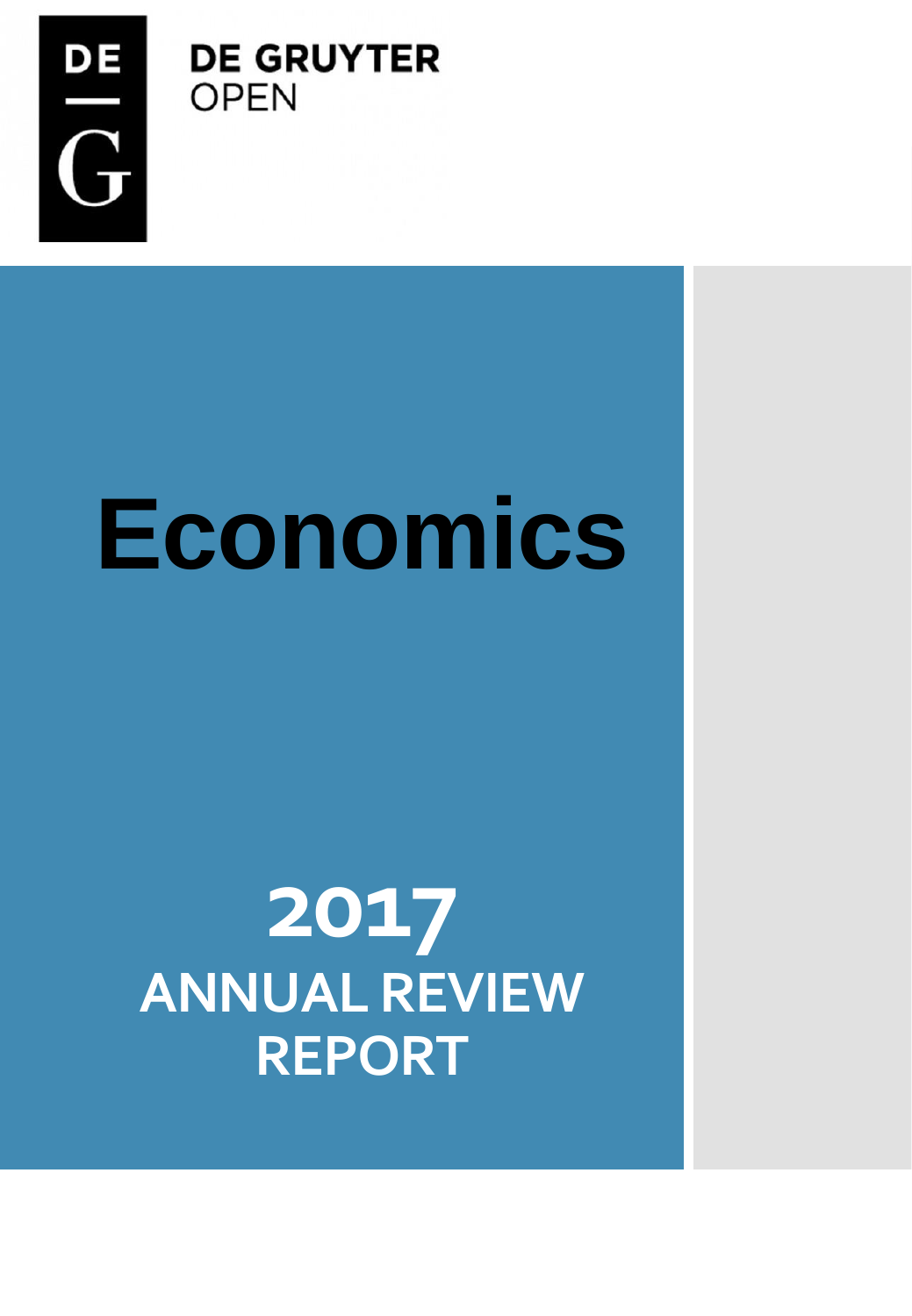DE GRUYTER
OPEN

# Economics

## 2017
## ANNUAL REVIEW REPORT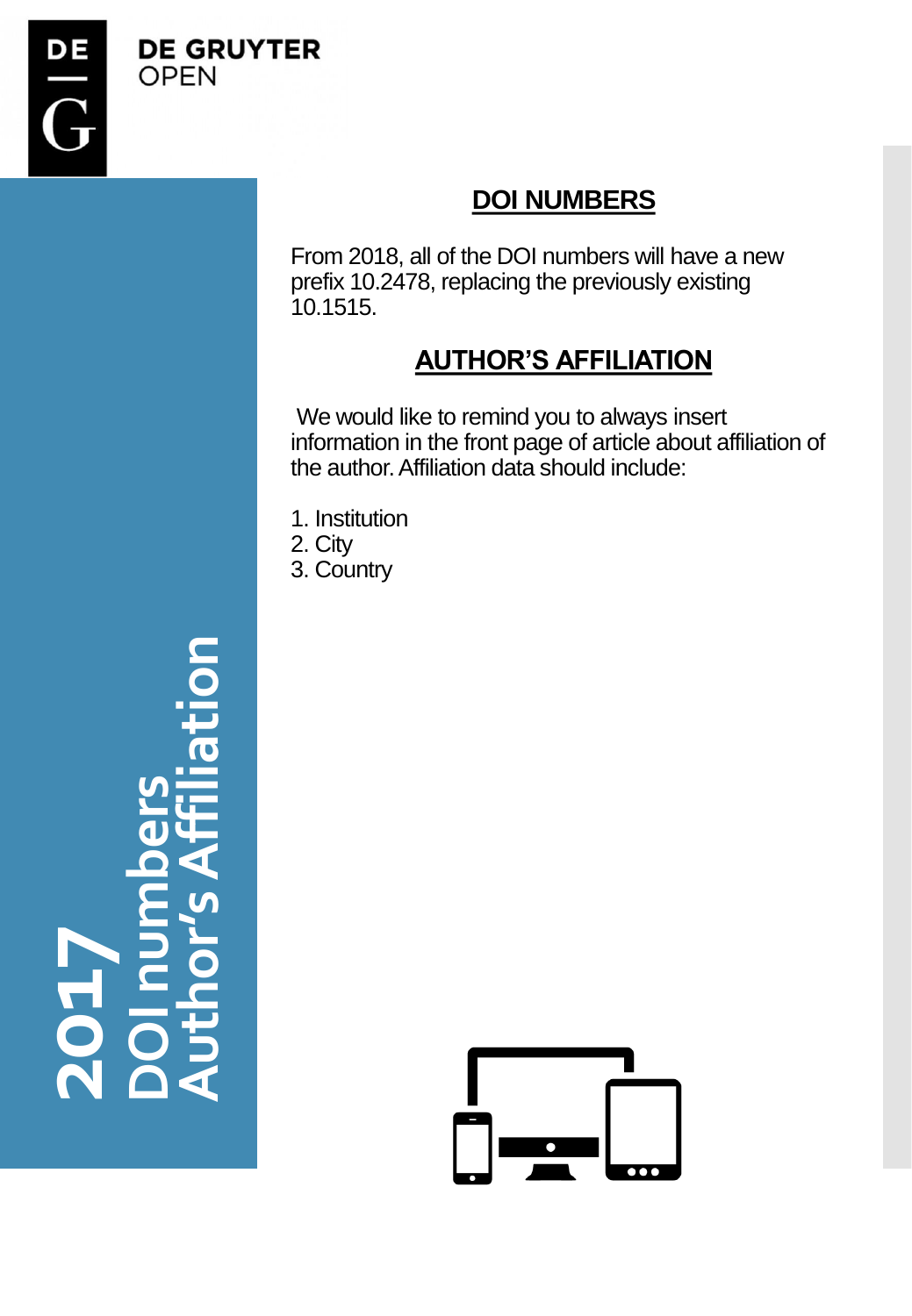DE GRUYTER
OPEN

**2017**
**DOI numbers**
**Author's Affiliation**

## DOI NUMBERS

From 2018, all of the DOI numbers will have a new prefix 10.2478, replacing the previously existing 10.1515.

## AUTHOR'S AFFILIATION

We would like to remind you to always insert information in the front page of article about affiliation of the author. Affiliation data should include:

1. Institution
2. City
3. Country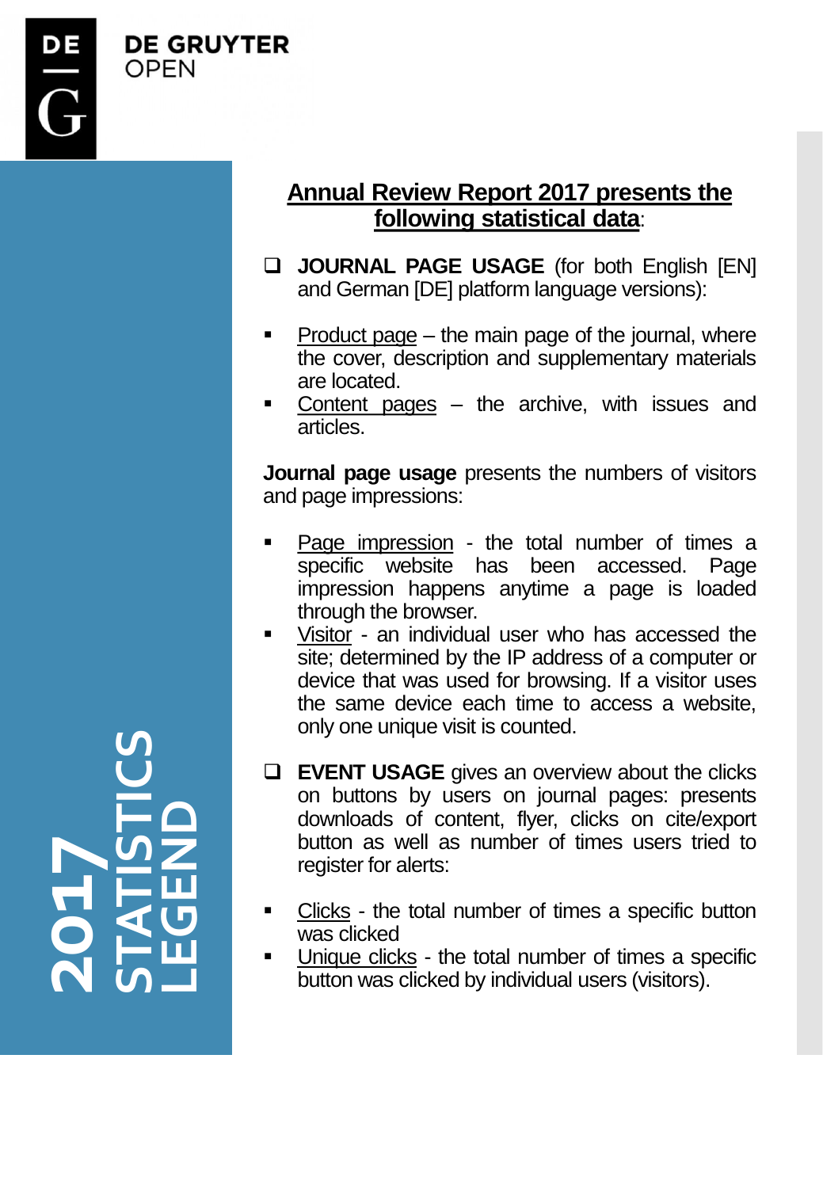# 2017 STATISTICS LEGEND

## Annual Review Report 2017 presents the following statistical data:

- ❑ **JOURNAL PAGE USAGE** (for both English [EN] and German [DE] platform language versions):

  - Product page – the main page of the journal, where the cover, description and supplementary materials are located.
  - Content pages – the archive, with issues and articles.

**Journal page usage** presents the numbers of visitors and page impressions:

- Page impression - the total number of times a specific website has been accessed. Page impression happens anytime a page is loaded through the browser.
- Visitor - an individual user who has accessed the site; determined by the IP address of a computer or device that was used for browsing. If a visitor uses the same device each time to access a website, only one unique visit is counted.

- ❑ **EVENT USAGE** gives an overview about the clicks on buttons by users on journal pages: presents downloads of content, flyer, clicks on cite/export button as well as number of times users tried to register for alerts:

  - Clicks - the total number of times a specific button was clicked
  - Unique clicks - the total number of times a specific button was clicked by individual users (visitors).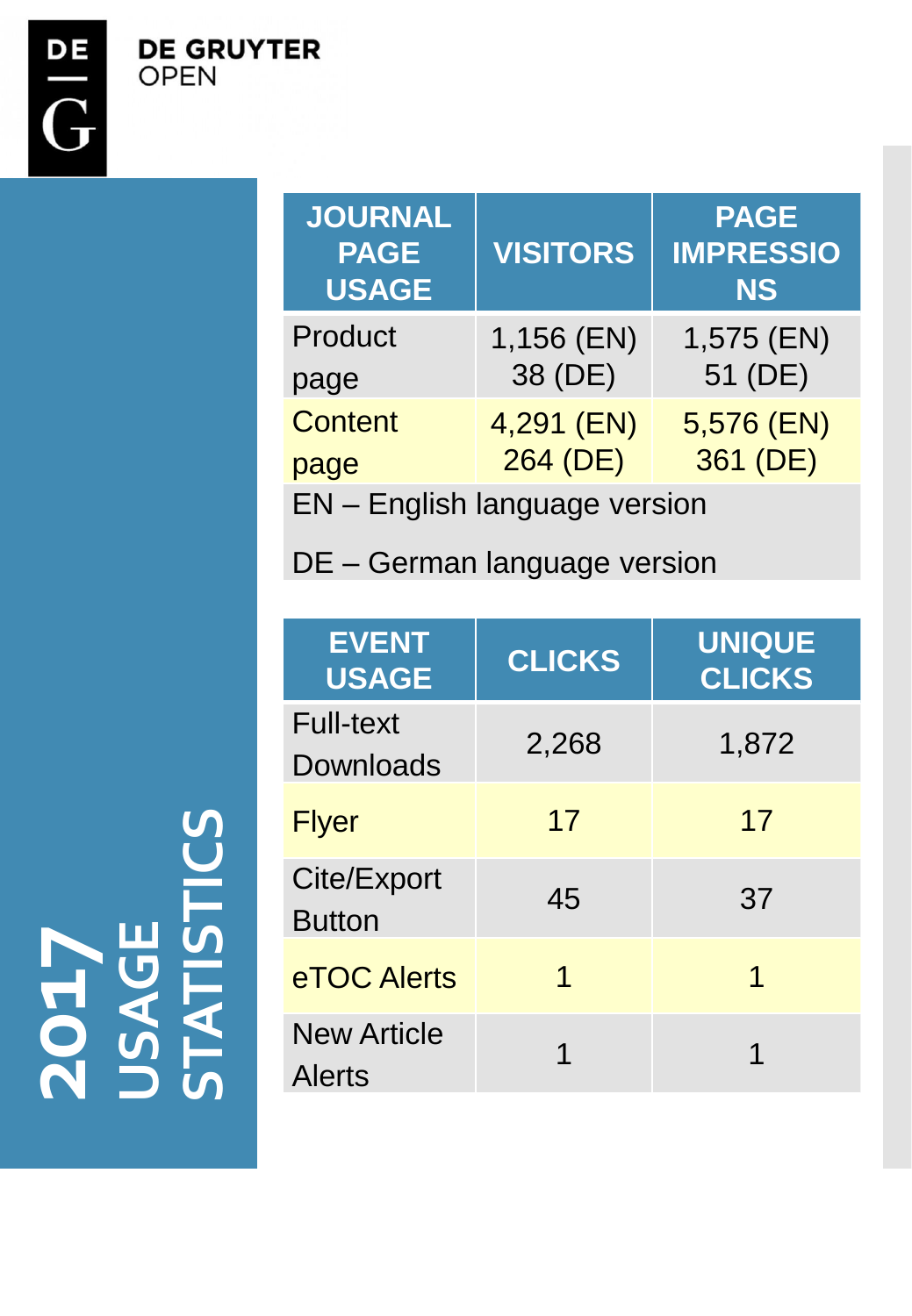DE GRUYTER OPEN

# 2017 USAGE STATISTICS

| JOURNAL PAGE USAGE | VISITORS | PAGE IMPRESSIONS |
|---|---|---|
| Product page | 1,156 (EN) 38 (DE) | 1,575 (EN) 51 (DE) |
| Content page | 4,291 (EN) 264 (DE) | 5,576 (EN) 361 (DE) |

EN – English language version

DE – German language version

| EVENT USAGE | CLICKS | UNIQUE CLICKS |
|---|---|---|
| Full-text Downloads | 2,268 | 1,872 |
| Flyer | 17 | 17 |
| Cite/Export Button | 45 | 37 |
| eTOC Alerts | 1 | 1 |
| New Article Alerts | 1 | 1 |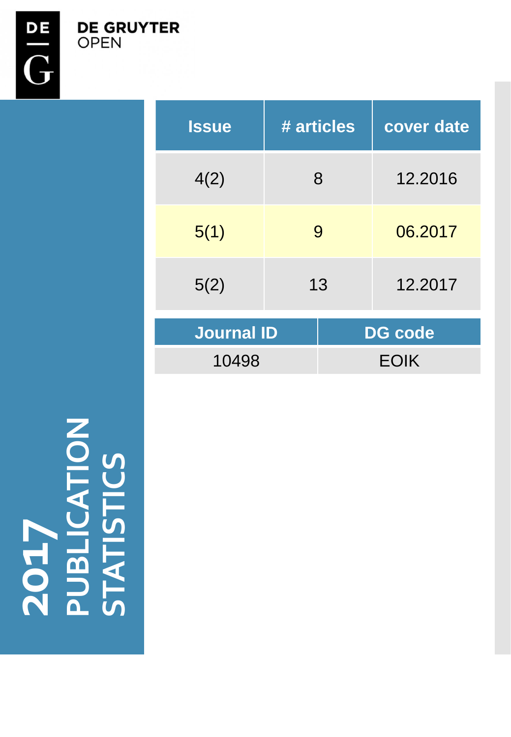DE GRUYTER
OPEN

# 2017 PUBLICATION STATISTICS

| Issue | # articles | cover date |
| --- | --- | --- |
| 4(2) | 8 | 12.2016 |
| 5(1) | 9 | 06.2017 |
| 5(2) | 13 | 12.2017 |

| Journal ID | DG code |
| --- | --- |
| 10498 | EOIK |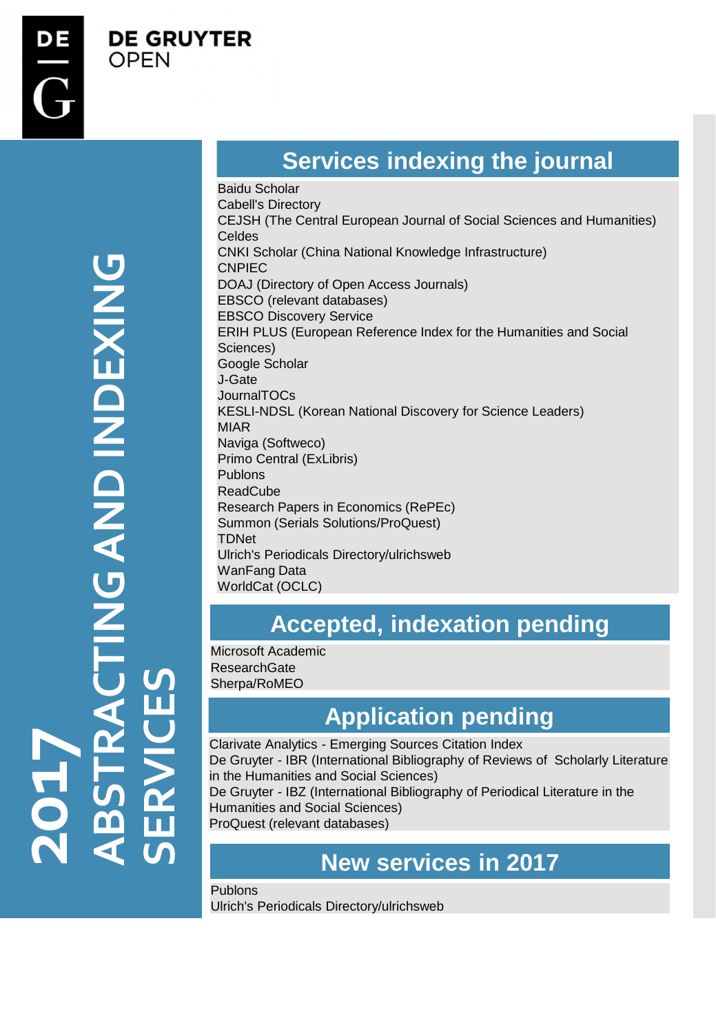DE GRUYTER OPEN

# 2017 ABSTRACTING AND INDEXING SERVICES

## Services indexing the journal

Baidu Scholar
Cabell's Directory
CEJSH (The Central European Journal of Social Sciences and Humanities)
Celdes
CNKI Scholar (China National Knowledge Infrastructure)
CNPIEC
DOAJ (Directory of Open Access Journals)
EBSCO (relevant databases)
EBSCO Discovery Service
ERIH PLUS (European Reference Index for the Humanities and Social Sciences)
Google Scholar
J-Gate
JournalTOCs
KESLI-NDSL (Korean National Discovery for Science Leaders)
MIAR
Naviga (Softweco)
Primo Central (ExLibris)
Publons
ReadCube
Research Papers in Economics (RePEc)
Summon (Serials Solutions/ProQuest)
TDNet
Ulrich's Periodicals Directory/ulrichsweb
WanFang Data
WorldCat (OCLC)

## Accepted, indexation pending

Microsoft Academic
ResearchGate
Sherpa/RoMEO

## Application pending

Clarivate Analytics - Emerging Sources Citation Index
De Gruyter - IBR (International Bibliography of Reviews of Scholarly Literature in the Humanities and Social Sciences)
De Gruyter - IBZ (International Bibliography of Periodical Literature in the Humanities and Social Sciences)
ProQuest (relevant databases)

## New services in 2017

Publons
Ulrich's Periodicals Directory/ulrichsweb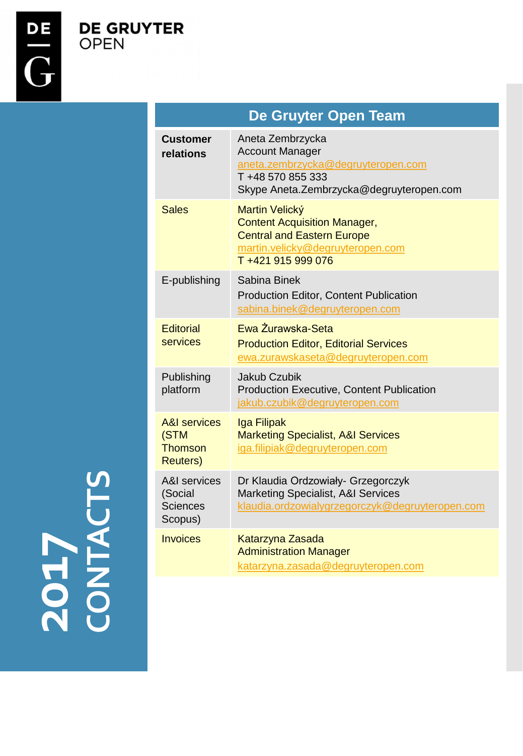DE GRUYTER
OPEN

# 2017 CONTACTS

## De Gruyter Open Team

| | |
|---|---|
| **Customer relations** | Aneta Zembrzycka<br>Account Manager<br>aneta.zembrzycka@degruyteropen.com<br>T +48 570 855 333<br>Skype Aneta.Zembrzycka@degruyteropen.com |
| Sales | Martin Velický<br>Content Acquisition Manager,<br>Central and Eastern Europe<br>martin.velicky@degruyteropen.com<br>T +421 915 999 076 |
| E-publishing | Sabina Binek<br>Production Editor, Content Publication<br>sabina.binek@degruyteropen.com |
| Editorial services | Ewa Żurawska-Seta<br>Production Editor, Editorial Services<br>ewa.zurawskaseta@degruyteropen.com |
| Publishing platform | Jakub Czubik<br>Production Executive, Content Publication<br>jakub.czubik@degruyteropen.com |
| A&I services (STM Thomson Reuters) | Iga Filipak<br>Marketing Specialist, A&I Services<br>iga.filipiak@degruyteropen.com |
| A&I services (Social Sciences Scopus) | Dr Klaudia Ordzowiały- Grzegorczyk<br>Marketing Specialist, A&I Services<br>klaudia.ordzowialygrzegorczyk@degruyteropen.com |
| Invoices | Katarzyna Zasada<br>Administration Manager<br>katarzyna.zasada@degruyteropen.com |